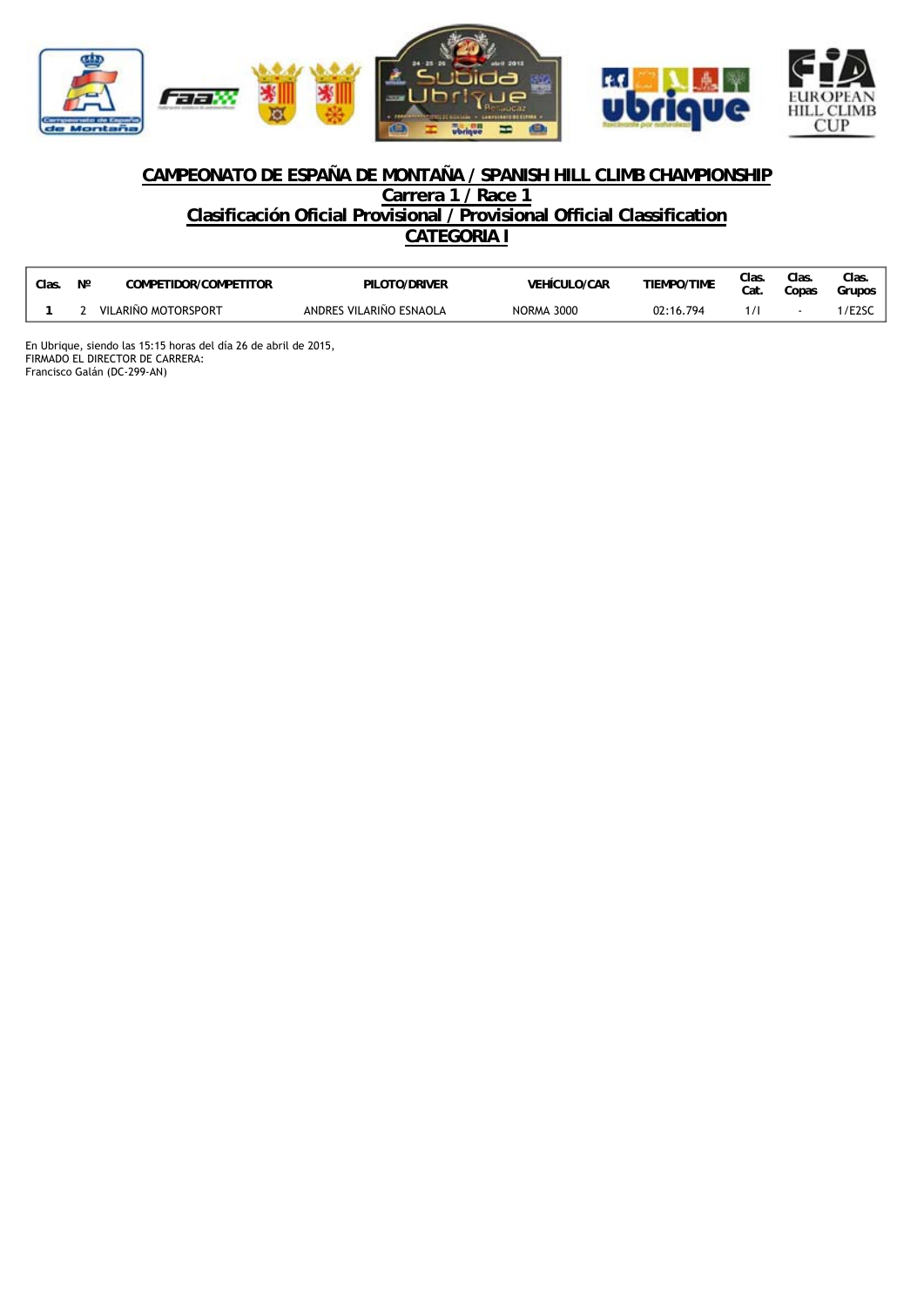## CAMPEONATO DE ESPAÑA DE MONTAÑA / SPANISH HILL CLIMB CHAMPIONSHIP

### Carrera 1 / Race 1

### Clasificación Oficial Provisional / Provisional Official Classification

### CATEGORIA I

| Clas. | Nº | COMPETIDOR/COMPETITOR | PILOTO/DRIVER | VEHÍCULO/CAR | TIEMPO/TIME | Clas. Cat. | Clas. Copas | Clas. Grupos |
|---|---|---|---|---|---|---|---|---|
| 1 | 2 | VILARIÑO MOTORSPORT | ANDRES VILARIÑO ESNAOLA | NORMA 3000 | 02:16.794 | 1/I | - | 1/E2SC |

En Ubrique, siendo las 15:15 horas del día 26 de abril de 2015,
FIRMADO EL DIRECTOR DE CARRERA:
Francisco Galán (DC-299-AN)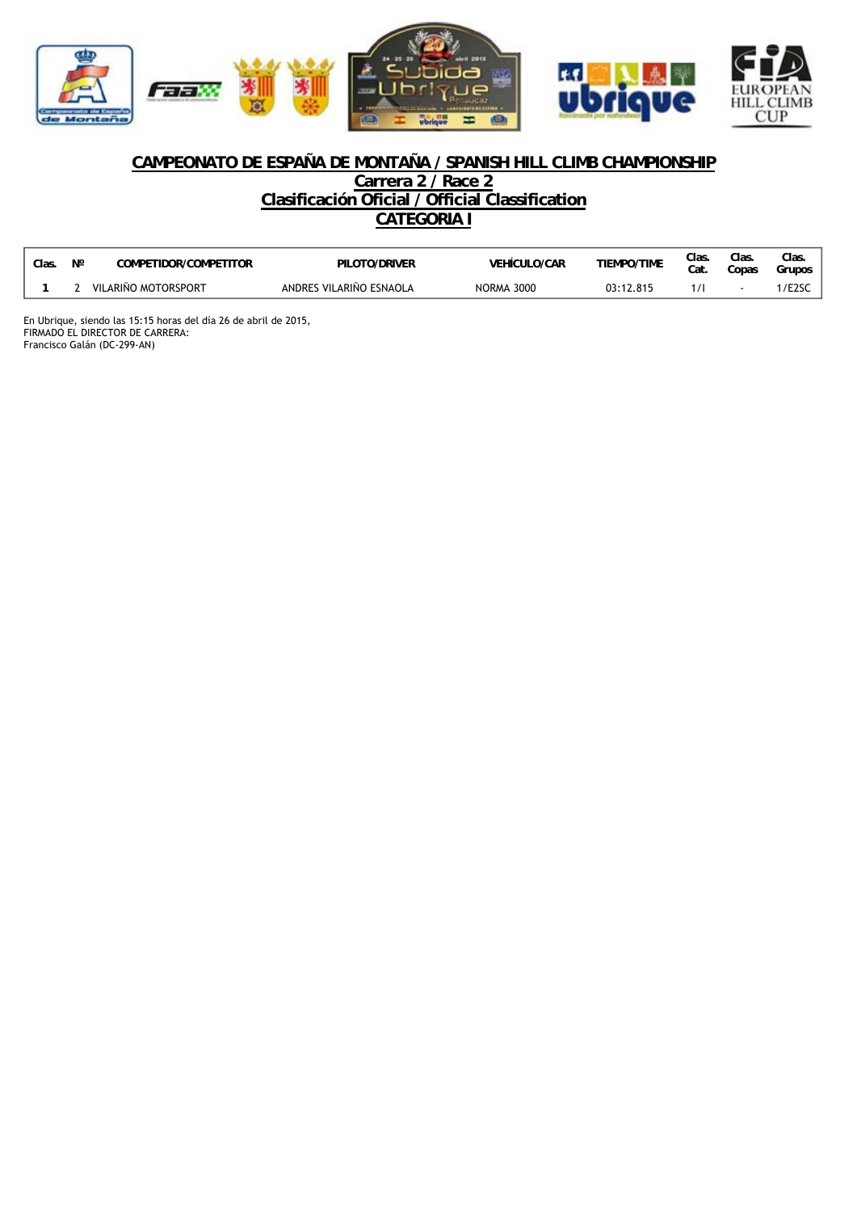# CAMPEONATO DE ESPAÑA DE MONTAÑA / SPANISH HILL CLIMB CHAMPIONSHIP

## Carrera 2 / Race 2

## Clasificación Oficial / Official Classification

## CATEGORIA I

| Clas. | Nº | COMPETIDOR/COMPETITOR | PILOTO/DRIVER | VEHÍCULO/CAR | TIEMPO/TIME | Clas. Cat. | Clas. Copas | Clas. Grupos |
|---|---|---|---|---|---|---|---|---|
| **1** | 2 | VILARIÑO MOTORSPORT | ANDRES VILARIÑO ESNAOLA | NORMA 3000 | 03:12.815 | 1/I | - | 1/E2SC |

En Ubrique, siendo las 15:15 horas del día 26 de abril de 2015,
FIRMADO EL DIRECTOR DE CARRERA:
Francisco Galán (DC-299-AN)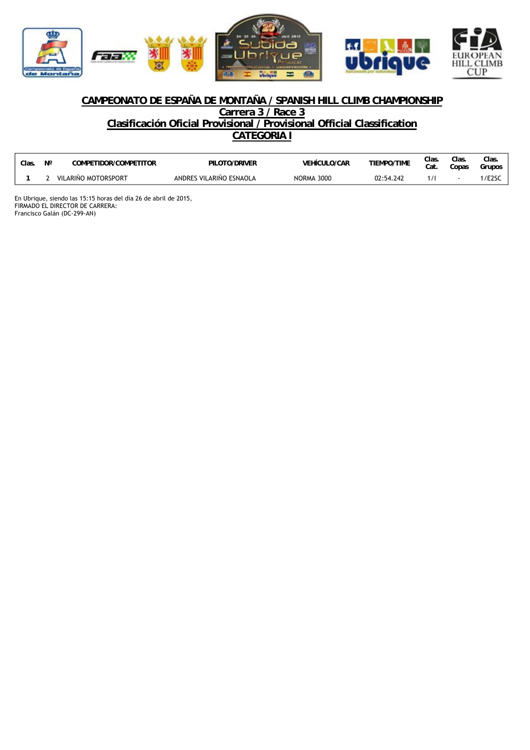# CAMPEONATO DE ESPAÑA DE MONTAÑA / SPANISH HILL CLIMB CHAMPIONSHIP

## Carrera 3 / Race 3

## Clasificación Oficial Provisional / Provisional Official Classification

## CATEGORIA I

| Clas. | Nº | COMPETIDOR/COMPETITOR | PILOTO/DRIVER | VEHÍCULO/CAR | TIEMPO/TIME | Clas. Cat. | Clas. Copas | Clas. Grupos |
|---|---|---|---|---|---|---|---|---|
| **1** | 2 | VILARIÑO MOTORSPORT | ANDRES VILARIÑO ESNAOLA | NORMA 3000 | 02:54.242 | 1/I | - | 1/E2SC |

En Ubrique, siendo las 15:15 horas del día 26 de abril de 2015,
FIRMADO EL DIRECTOR DE CARRERA:
Francisco Galán (DC-299-AN)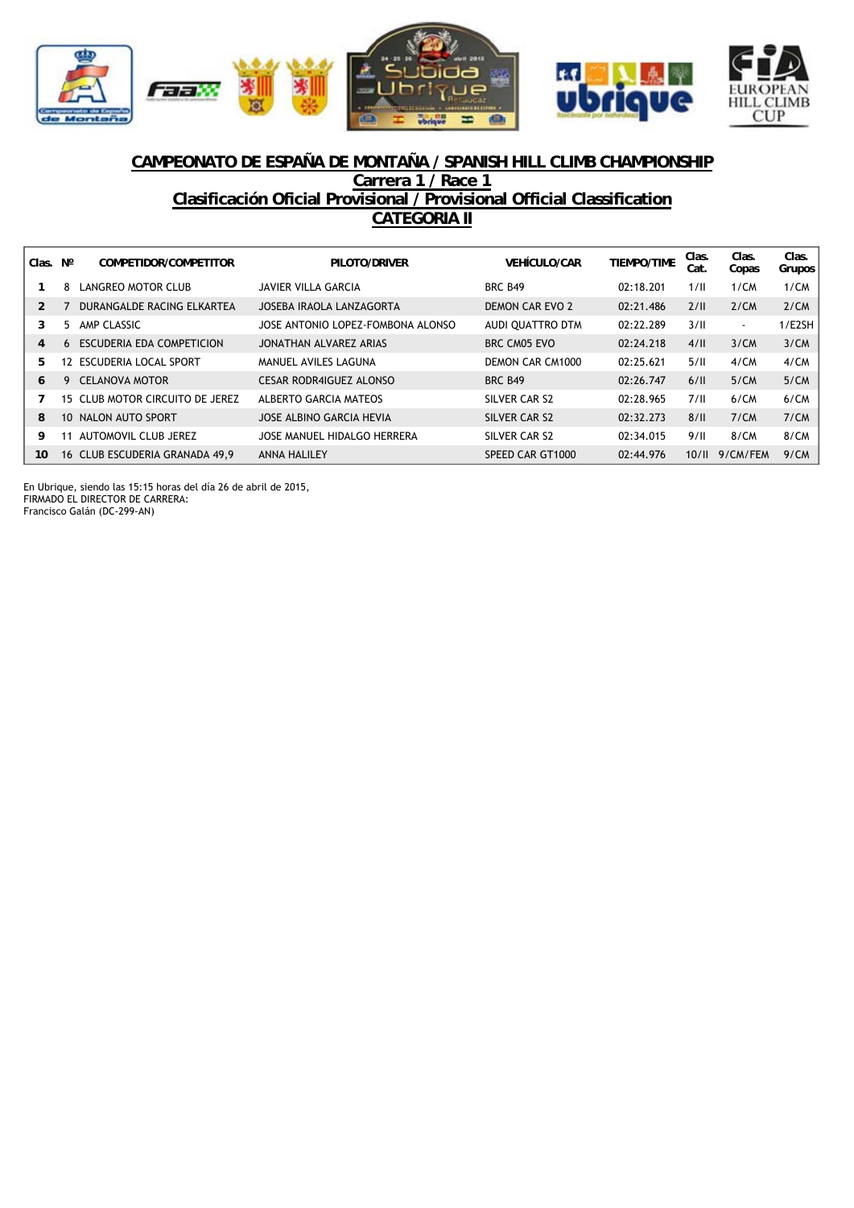## CAMPEONATO DE ESPAÑA DE MONTAÑA / SPANISH HILL CLIMB CHAMPIONSHIP

## Carrera 1 / Race 1

## Clasificación Oficial Provisional / Provisional Official Classification

## CATEGORIA II

| Clas. | Nº | COMPETIDOR/COMPETITOR | PILOTO/DRIVER | VEHÍCULO/CAR | TIEMPO/TIME | Clas. Cat. | Clas. Copas | Clas. Grupos |
|---|---|---|---|---|---|---|---|---|
| 1 | 8 | LANGREO MOTOR CLUB | JAVIER VILLA GARCIA | BRC B49 | 02:18.201 | 1/II | 1/CM | 1/CM |
| 2 | 7 | DURANGALDE RACING ELKARTEA | JOSEBA IRAOLA LANZAGORTA | DEMON CAR EVO 2 | 02:21.486 | 2/II | 2/CM | 2/CM |
| 3 | 5 | AMP CLASSIC | JOSE ANTONIO LOPEZ-FOMBONA ALONSO | AUDI QUATTRO DTM | 02:22.289 | 3/II | - | 1/E2SH |
| 4 | 6 | ESCUDERIA EDA COMPETICION | JONATHAN ALVAREZ ARIAS | BRC CM05 EVO | 02:24.218 | 4/II | 3/CM | 3/CM |
| 5 | 12 | ESCUDERIA LOCAL SPORT | MANUEL AVILES LAGUNA | DEMON CAR CM1000 | 02:25.621 | 5/II | 4/CM | 4/CM |
| 6 | 9 | CELANOVA MOTOR | CESAR RODR4IGUEZ ALONSO | BRC B49 | 02:26.747 | 6/II | 5/CM | 5/CM |
| 7 | 15 | CLUB MOTOR CIRCUITO DE JEREZ | ALBERTO GARCIA MATEOS | SILVER CAR S2 | 02:28.965 | 7/II | 6/CM | 6/CM |
| 8 | 10 | NALON AUTO SPORT | JOSE ALBINO GARCIA HEVIA | SILVER CAR S2 | 02:32.273 | 8/II | 7/CM | 7/CM |
| 9 | 11 | AUTOMOVIL CLUB JEREZ | JOSE MANUEL HIDALGO HERRERA | SILVER CAR S2 | 02:34.015 | 9/II | 8/CM | 8/CM |
| 10 | 16 | CLUB ESCUDERIA GRANADA 49,9 | ANNA HALILEY | SPEED CAR GT1000 | 02:44.976 | 10/II | 9/CM/FEM | 9/CM |

En Ubrique, siendo las 15:15 horas del día 26 de abril de 2015,
FIRMADO EL DIRECTOR DE CARRERA:
Francisco Galán (DC-299-AN)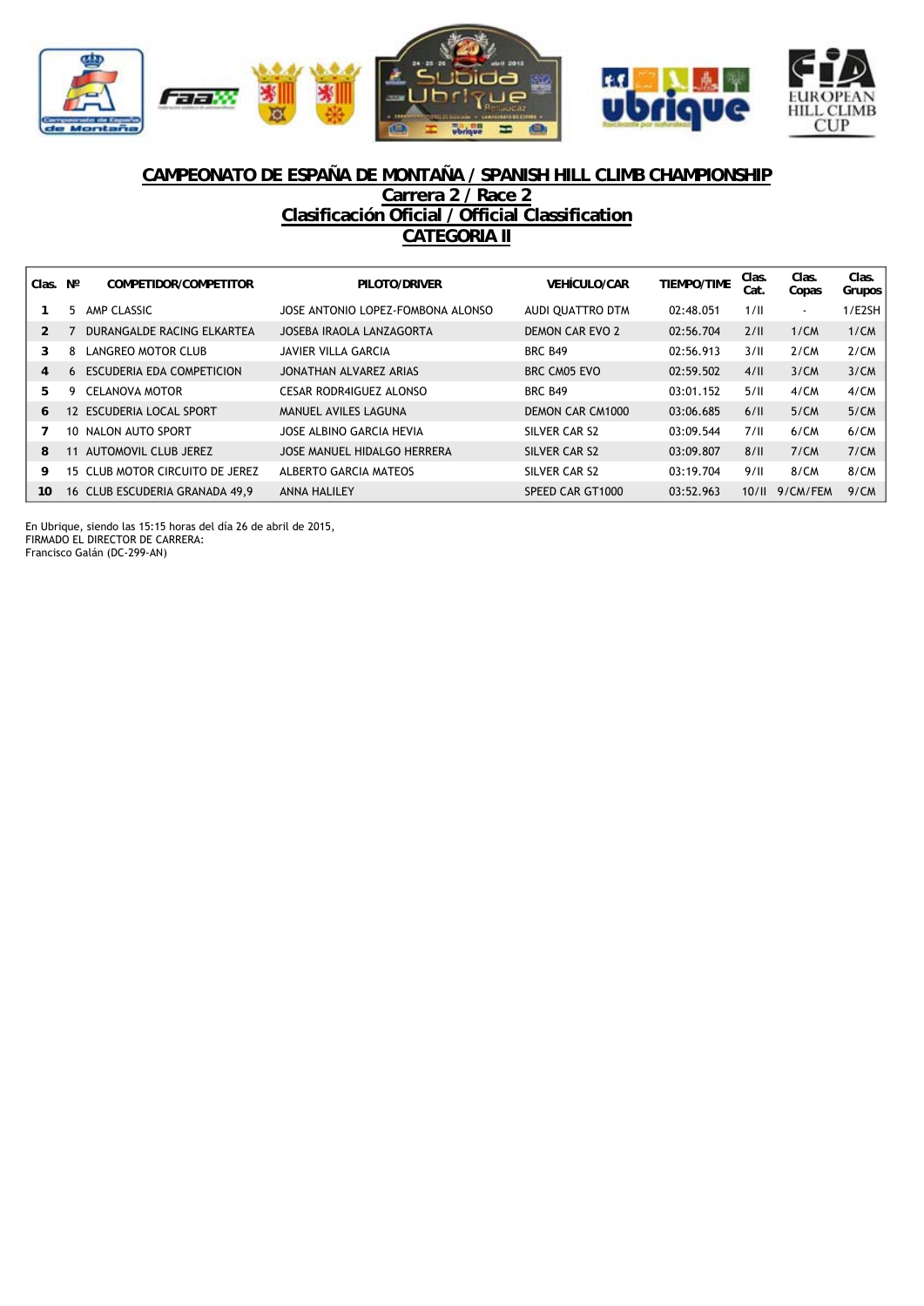# CAMPEONATO DE ESPAÑA DE MONTAÑA / SPANISH HILL CLIMB CHAMPIONSHIP

## Carrera 2 / Race 2

## Clasificación Oficial / Official Classification

## CATEGORIA II

| Clas. | Nº | COMPETIDOR/COMPETITOR | PILOTO/DRIVER | VEHÍCULO/CAR | TIEMPO/TIME | Clas. Cat. | Clas. Copas | Clas. Grupos |
|---|---|---|---|---|---|---|---|---|
| 1 | 5 | AMP CLASSIC | JOSE ANTONIO LOPEZ-FOMBONA ALONSO | AUDI QUATTRO DTM | 02:48.051 | 1/II | - | 1/E2SH |
| 2 | 7 | DURANGALDE RACING ELKARTEA | JOSEBA IRAOLA LANZAGORTA | DEMON CAR EVO 2 | 02:56.704 | 2/II | 1/CM | 1/CM |
| 3 | 8 | LANGREO MOTOR CLUB | JAVIER VILLA GARCIA | BRC B49 | 02:56.913 | 3/II | 2/CM | 2/CM |
| 4 | 6 | ESCUDERIA EDA COMPETICION | JONATHAN ALVAREZ ARIAS | BRC CM05 EVO | 02:59.502 | 4/II | 3/CM | 3/CM |
| 5 | 9 | CELANOVA MOTOR | CESAR RODR4IGUEZ ALONSO | BRC B49 | 03:01.152 | 5/II | 4/CM | 4/CM |
| 6 | 12 | ESCUDERIA LOCAL SPORT | MANUEL AVILES LAGUNA | DEMON CAR CM1000 | 03:06.685 | 6/II | 5/CM | 5/CM |
| 7 | 10 | NALON AUTO SPORT | JOSE ALBINO GARCIA HEVIA | SILVER CAR S2 | 03:09.544 | 7/II | 6/CM | 6/CM |
| 8 | 11 | AUTOMOVIL CLUB JEREZ | JOSE MANUEL HIDALGO HERRERA | SILVER CAR S2 | 03:09.807 | 8/II | 7/CM | 7/CM |
| 9 | 15 | CLUB MOTOR CIRCUITO DE JEREZ | ALBERTO GARCIA MATEOS | SILVER CAR S2 | 03:19.704 | 9/II | 8/CM | 8/CM |
| 10 | 16 | CLUB ESCUDERIA GRANADA 49,9 | ANNA HALILEY | SPEED CAR GT1000 | 03:52.963 | 10/II | 9/CM/FEM | 9/CM |

En Ubrique, siendo las 15:15 horas del día 26 de abril de 2015,
FIRMADO EL DIRECTOR DE CARRERA:
Francisco Galán (DC-299-AN)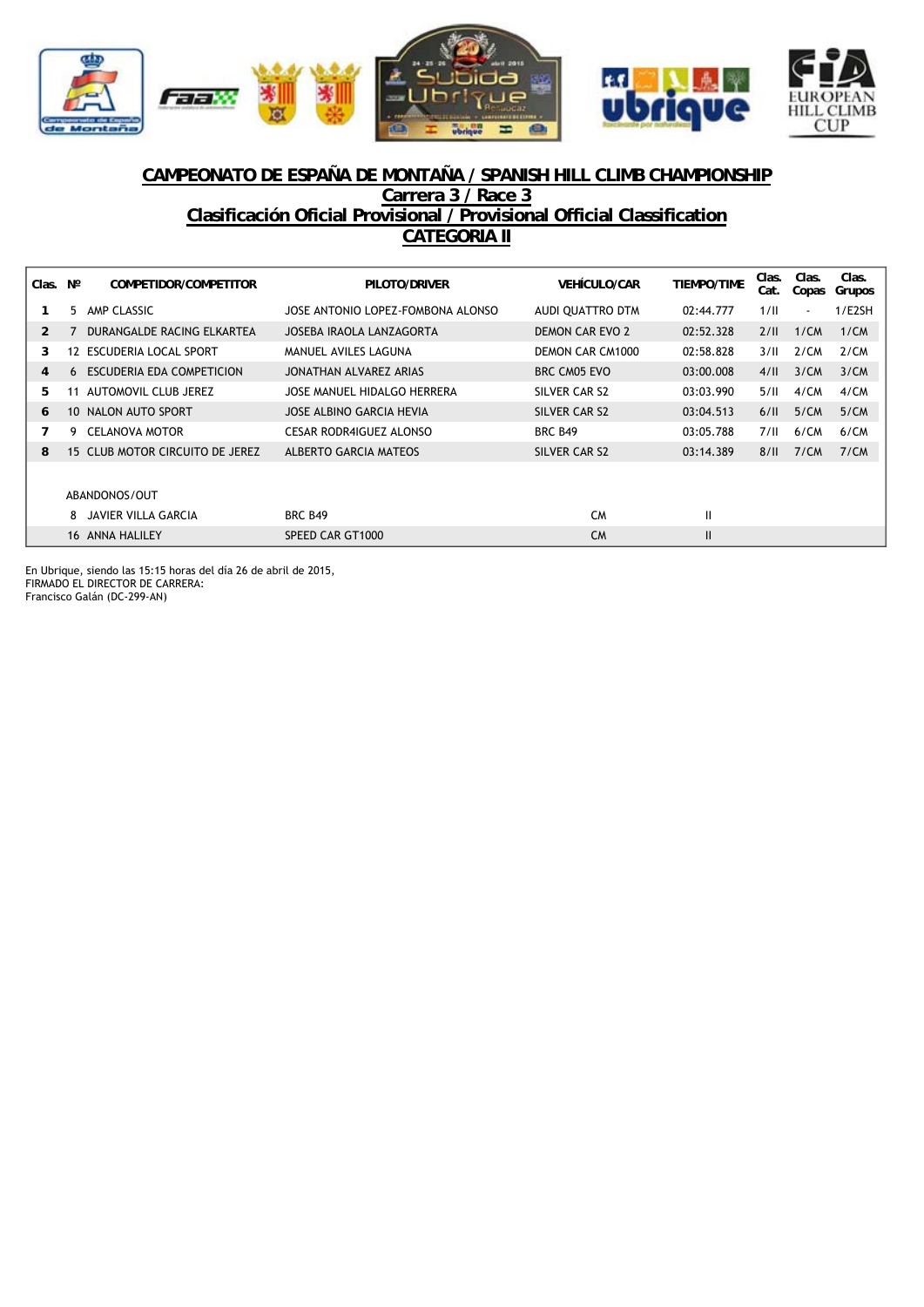## CAMPEONATO DE ESPAÑA DE MONTAÑA / SPANISH HILL CLIMB CHAMPIONSHIP

## Carrera 3 / Race 3

## Clasificación Oficial Provisional / Provisional Official Classification

## CATEGORIA II

| Clas. | Nº | COMPETIDOR/COMPETITOR | PILOTO/DRIVER | VEHÍCULO/CAR | TIEMPO/TIME | Clas. Cat. | Clas. Copas | Clas. Grupos |
|---|---|---|---|---|---|---|---|---|
| 1 | 5 | AMP CLASSIC | JOSE ANTONIO LOPEZ-FOMBONA ALONSO | AUDI QUATTRO DTM | 02:44.777 | 1/II | - | 1/E2SH |
| 2 | 7 | DURANGALDE RACING ELKARTEA | JOSEBA IRAOLA LANZAGORTA | DEMON CAR EVO 2 | 02:52.328 | 2/II | 1/CM | 1/CM |
| 3 | 12 | ESCUDERIA LOCAL SPORT | MANUEL AVILES LAGUNA | DEMON CAR CM1000 | 02:58.828 | 3/II | 2/CM | 2/CM |
| 4 | 6 | ESCUDERIA EDA COMPETICION | JONATHAN ALVAREZ ARIAS | BRC CM05 EVO | 03:00.008 | 4/II | 3/CM | 3/CM |
| 5 | 11 | AUTOMOVIL CLUB JEREZ | JOSE MANUEL HIDALGO HERRERA | SILVER CAR S2 | 03:03.990 | 5/II | 4/CM | 4/CM |
| 6 | 10 | NALON AUTO SPORT | JOSE ALBINO GARCIA HEVIA | SILVER CAR S2 | 03:04.513 | 6/II | 5/CM | 5/CM |
| 7 | 9 | CELANOVA MOTOR | CESAR RODR4IGUEZ ALONSO | BRC B49 | 03:05.788 | 7/II | 6/CM | 6/CM |
| 8 | 15 | CLUB MOTOR CIRCUITO DE JEREZ | ALBERTO GARCIA MATEOS | SILVER CAR S2 | 03:14.389 | 8/II | 7/CM | 7/CM |

ABANDONOS/OUT

| Nº | PILOTO/DRIVER | VEHÍCULO/CAR | | |
|---|---|---|---|---|
| 8 | JAVIER VILLA GARCIA | BRC B49 | CM | II |
| 16 | ANNA HALILEY | SPEED CAR GT1000 | CM | II |

En Ubrique, siendo las 15:15 horas del día 26 de abril de 2015,
FIRMADO EL DIRECTOR DE CARRERA:
Francisco Galán (DC-299-AN)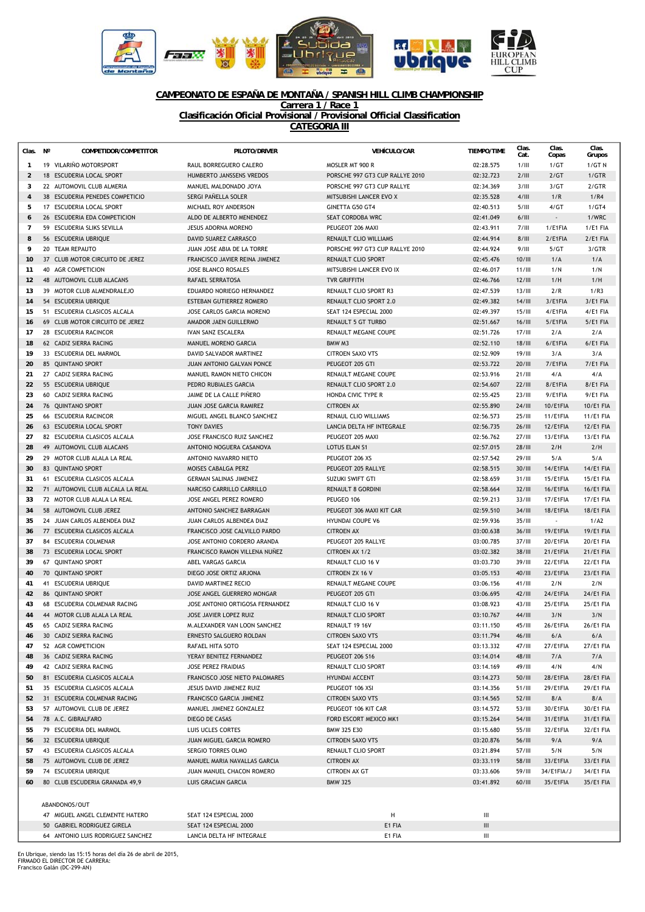## CAMPEONATO DE ESPAÑA DE MONTAÑA / SPANISH HILL CLIMB CHAMPIONSHIP

**Carrera 1 / Race 1**

**Clasificación Oficial Provisional / Provisional Official Classification**

**CATEGORIA III**

| Clas. | Nº | COMPETIDOR/COMPETITOR | PILOTO/DRIVER | VEHÍCULO/CAR | TIEMPO/TIME | Clas. Cat. | Clas. Copas | Clas. Grupos |
|---|---|---|---|---|---|---|---|---|
| 1 | 19 | VILARIÑO MOTORSPORT | RAUL BORREGUERO CALERO | MOSLER MT 900 R | 02:28.575 | 1/III | 1/GT | 1/GT N |
| 2 | 18 | ESCUDERIA LOCAL SPORT | HUMBERTO JANSSENS VREDOS | PORSCHE 997 GT3 CUP RALLYE 2010 | 02:32.723 | 2/III | 2/GT | 1/GTR |
| 3 | 22 | AUTOMOVIL CLUB ALMERIA | MANUEL MALDONADO JOYA | PORSCHE 997 GT3 CUP RALLYE | 02:34.369 | 3/III | 3/GT | 2/GTR |
| 4 | 38 | ESCUDERIA PENEDES COMPETICIO | SERGI PAÑELLA SOLER | MITSUBISHI LANCER EVO X | 02:35.528 | 4/III | 1/R | 1/R4 |
| 5 | 17 | ESCUDERIA LOCAL SPORT | MICHAEL ROY ANDERSON | GINETTA G50 GT4 | 02:40.513 | 5/III | 4/GT | 1/GT4 |
| 6 | 26 | ESCUDERIA EDA COMPETICION | ALDO DE ALBERTO MENENDEZ | SEAT CORDOBA WRC | 02:41.049 | 6/III | - | 1/WRC |
| 7 | 59 | ESCUDERIA SLIKS SEVILLA | JESUS ADORNA MORENO | PEUGEOT 206 MAXI | 02:43.911 | 7/III | 1/E1FIA | 1/E1 FIA |
| 8 | 56 | ESCUDERIA UBRIQUE | DAVID SUAREZ CARRASCO | RENAULT CLIO WILLIAMS | 02:44.914 | 8/III | 2/E1FIA | 2/E1 FIA |
| 9 | 20 | TEAM REPAUTO | JUAN JOSE ABIA DE LA TORRE | PORSCHE 997 GT3 CUP RALLYE 2010 | 02:44.924 | 9/III | 5/GT | 3/GTR |
| 10 | 37 | CLUB MOTOR CIRCUITO DE JEREZ | FRANCISCO JAVIER REINA JIMENEZ | RENAULT CLIO SPORT | 02:45.476 | 10/III | 1/A | 1/A |
| 11 | 40 | AGR COMPETICION | JOSE BLANCO ROSALES | MITSUBISHI LANCER EVO IX | 02:46.017 | 11/III | 1/N | 1/N |
| 12 | 48 | AUTOMOVIL CLUB ALACANS | RAFAEL SERRATOSA | TVR GRIFFITH | 02:46.766 | 12/III | 1/H | 1/H |
| 13 | 39 | MOTOR CLUB ALMENDRALEJO | EDUARDO NORIEGO HERNANDEZ | RENAULT CLIO SPORT R3 | 02:47.539 | 13/III | 2/R | 1/R3 |
| 14 | 54 | ESCUDERIA UBRIQUE | ESTEBAN GUTIERREZ ROMERO | RENAULT CLIO SPORT 2.0 | 02:49.382 | 14/III | 3/E1FIA | 3/E1 FIA |
| 15 | 51 | ESCUDERIA CLASICOS ALCALA | JOSE CARLOS GARCIA MORENO | SEAT 124 ESPECIAL 2000 | 02:49.397 | 15/III | 4/E1FIA | 4/E1 FIA |
| 16 | 69 | CLUB MOTOR CIRCUITO DE JEREZ | AMADOR JAEN GUILLERMO | RENAULT 5 GT TURBO | 02:51.667 | 16/III | 5/E1FIA | 5/E1 FIA |
| 17 | 28 | ESCUDERIA RACINCOR | IVAN SANZ ESCALERA | RENAULT MEGANE COUPE | 02:51.726 | 17/III | 2/A | 2/A |
| 18 | 62 | CADIZ SIERRA RACING | MANUEL MORENO GARCIA | BMW M3 | 02:52.110 | 18/III | 6/E1FIA | 6/E1 FIA |
| 19 | 33 | ESCUDERIA DEL MARMOL | DAVID SALVADOR MARTINEZ | CITROEN SAXO VTS | 02:52.909 | 19/III | 3/A | 3/A |
| 20 | 85 | QUINTANO SPORT | JUAN ANTONIO GALVAN PONCE | PEUGEOT 205 GTI | 02:53.722 | 20/III | 7/E1FIA | 7/E1 FIA |
| 21 | 27 | CADIZ SIERRA RACING | MANUEL RAMON NIETO CHICON | RENAULT MEGANE COUPE | 02:53.916 | 21/III | 4/A | 4/A |
| 22 | 55 | ESCUDERIA UBRIQUE | PEDRO RUBIALES GARCIA | RENAULT CLIO SPORT 2.0 | 02:54.607 | 22/III | 8/E1FIA | 8/E1 FIA |
| 23 | 60 | CADIZ SIERRA RACING | JAIME DE LA CALLE PIÑERO | HONDA CIVIC TYPE R | 02:55.425 | 23/III | 9/E1FIA | 9/E1 FIA |
| 24 | 76 | QUINTANO SPORT | JUAN JOSE GARCIA RAMIREZ | CITROEN AX | 02:55.890 | 24/III | 10/E1FIA | 10/E1 FIA |
| 25 | 66 | ESCUDERIA RACINCOR | MIGUEL ANGEL BLANCO SANCHEZ | RENAUL CLIO WILLIAMS | 02:56.573 | 25/III | 11/E1FIA | 11/E1 FIA |
| 26 | 63 | ESCUDERIA LOCAL SPORT | TONY DAVIES | LANCIA DELTA HF INTEGRALE | 02:56.735 | 26/III | 12/E1FIA | 12/E1 FIA |
| 27 | 82 | ESCUDERIA CLASICOS ALCALA | JOSE FRANCISCO RUIZ SANCHEZ | PEUGEOT 205 MAXI | 02:56.762 | 27/III | 13/E1FIA | 13/E1 FIA |
| 28 | 49 | AUTOMOVIL CLUB ALACANS | ANTONIO NOGUERA CASANOVA | LOTUS ELAN S1 | 02:57.015 | 28/III | 2/H | 2/H |
| 29 | 29 | MOTOR CLUB ALALA LA REAL | ANTONIO NAVARRO NIETO | PEUGEOT 206 XS | 02:57.542 | 29/III | 5/A | 5/A |
| 30 | 83 | QUINTANO SPORT | MOISES CABALGA PERZ | PEUGEOT 205 RALLYE | 02:58.515 | 30/III | 14/E1FIA | 14/E1 FIA |
| 31 | 61 | ESCUDERIA CLASICOS ALCALA | GERMAN SALINAS JIMENEZ | SUZUKI SWIFT GTI | 02:58.659 | 31/III | 15/E1FIA | 15/E1 FIA |
| 32 | 71 | AUTOMOVIL CLUB ALCALA LA REAL | NARCISO CARRILLO CARRILLO | RENAULT 8 GORDINI | 02:58.664 | 32/III | 16/E1FIA | 16/E1 FIA |
| 33 | 72 | MOTOR CLUB ALALA LA REAL | JOSE ANGEL PEREZ ROMERO | PEUGEO 106 | 02:59.213 | 33/III | 17/E1FIA | 17/E1 FIA |
| 34 | 58 | AUTOMOVIL CLUB JEREZ | ANTONIO SANCHEZ BARRAGAN | PEUGEOT 306 MAXI KIT CAR | 02:59.510 | 34/III | 18/E1FIA | 18/E1 FIA |
| 35 | 24 | JUAN CARLOS ALBENDEA DIAZ | JUAN CARLOS ALBENDEA DIAZ | HYUNDAI COUPE V6 | 02:59.936 | 35/III | - | 1/A2 |
| 36 | 77 | ESCUDERIA CLASICOS ALCALA | FRANCISCO JOSE CALVILLO PARDO | CITROEN AX | 03:00.638 | 36/III | 19/E1FIA | 19/E1 FIA |
| 37 | 84 | ESCUDERIA COLMENAR | JOSE ANTONIO CORDERO ARANDA | PEUGEOT 205 RALLYE | 03:00.785 | 37/III | 20/E1FIA | 20/E1 FIA |
| 38 | 73 | ESCUDERIA LOCAL SPORT | FRANCISCO RAMON VILLENA NUÑEZ | CITROEN AX 1/2 | 03:02.382 | 38/III | 21/E1FIA | 21/E1 FIA |
| 39 | 67 | QUINTANO SPORT | ABEL VARGAS GARCIA | RENAULT CLIO 16 V | 03:03.730 | 39/III | 22/E1FIA | 22/E1 FIA |
| 40 | 70 | QUINTANO SPORT | DIEGO JOSE ORTIZ ARJONA | CITROEN ZX 16 V | 03:05.153 | 40/III | 23/E1FIA | 23/E1 FIA |
| 41 | 41 | ESCUDERIA UBRIQUE | DAVID MARTINEZ RECIO | RENAULT MEGANE COUPE | 03:06.156 | 41/III | 2/N | 2/N |
| 42 | 86 | QUINTANO SPORT | JOSE ANGEL GUERRERO MONGAR | PEUGEOT 205 GTI | 03:06.695 | 42/III | 24/E1FIA | 24/E1 FIA |
| 43 | 68 | ESCUDERIA COLMENAR RACING | JOSE ANTONIO ORTIGOSA FERNANDEZ | RENAULT CLIO 16 V | 03:08.923 | 43/III | 25/E1FIA | 25/E1 FIA |
| 44 | 44 | MOTOR CLUB ALALA LA REAL | JOSE JAVIER LOPEZ RUIZ | RENAULT CLIO SPORT | 03:10.767 | 44/III | 3/N | 3/N |
| 45 | 65 | CADIZ SIERRA RACING | M.ALEXANDER VAN LOON SANCHEZ | RENAULT 19 16V | 03:11.150 | 45/III | 26/E1FIA | 26/E1 FIA |
| 46 | 30 | CADIZ SIERRA RACING | ERNESTO SALGUERO ROLDAN | CITROEN SAXO VTS | 03:11.794 | 46/III | 6/A | 6/A |
| 47 | 52 | AGR COMPETICION | RAFAEL HITA SOTO | SEAT 124 ESPECIAL 2000 | 03:13.332 | 47/III | 27/E1FIA | 27/E1 FIA |
| 48 | 36 | CADIZ SIERRA RACING | YERAY BENITEZ FERNANDEZ | PEUGEOT 206 S16 | 03:14.014 | 48/III | 7/A | 7/A |
| 49 | 42 | CADIZ SIERRA RACING | JOSE PEREZ FRAIDIAS | RENAULT CLIO SPORT | 03:14.169 | 49/III | 4/N | 4/N |
| 50 | 81 | ESCUDERIA CLASICOS ALCALA | FRANCISCO JOSE NIETO PALOMARES | HYUNDAI ACCENT | 03:14.273 | 50/III | 28/E1FIA | 28/E1 FIA |
| 51 | 35 | ESCUDERIA CLASICOS ALCALA | JESUS DAVID JIMENEZ RUIZ | PEUGEOT 106 XSI | 03:14.356 | 51/III | 29/E1FIA | 29/E1 FIA |
| 52 | 31 | ESCUDERIA COLMENAR RACING | FRANCISCO GARCIA JIMENEZ | CITROEN SAXO VTS | 03:14.565 | 52/III | 8/A | 8/A |
| 53 | 57 | AUTOMOVIL CLUB DE JEREZ | MANUEL JIMENEZ GONZALEZ | PEUGEOT 106 KIT CAR | 03:14.572 | 53/III | 30/E1FIA | 30/E1 FIA |
| 54 | 78 | A.C. GIBRALFARO | DIEGO DE CASAS | FORD ESCORT MEXICO MK1 | 03:15.264 | 54/III | 31/E1FIA | 31/E1 FIA |
| 55 | 79 | ESCUDERIA DEL MARMOL | LUIS UCLES CORTES | BMW 325 E30 | 03:15.680 | 55/III | 32/E1FIA | 32/E1 FIA |
| 56 | 32 | ESCUDERIA UBRIQUE | JUAN MIGUEL GARCIA ROMERO | CITROEN SAXO VTS | 03:20.876 | 56/III | 9/A | 9/A |
| 57 | 43 | ESCUDERIA CLASICOS ALCALA | SERGIO TORRES OLMO | RENAULT CLIO SPORT | 03:21.894 | 57/III | 5/N | 5/N |
| 58 | 75 | AUTOMOVIL CLUB DE JEREZ | MANUEL MARIA NAVALLAS GARCIA | CITROEN AX | 03:33.119 | 58/III | 33/E1FIA | 33/E1 FIA |
| 59 | 74 | ESCUDERIA UBRIQUE | JUAN MANUEL CHACON ROMERO | CITROEN AX GT | 03:33.606 | 59/III | 34/E1FIA/J | 34/E1 FIA |
| 60 | 80 | CLUB ESCUDERIA GRANADA 49,9 | LUIS GRACIAN GARCIA | BMW 325 | 03:41.892 | 60/III | 35/E1FIA | 35/E1 FIA |

ABANDONOS/OUT

| Nº | PILOTO/DRIVER | VEHÍCULO/CAR | | |
|---|---|---|---|---|
| 47 | MIGUEL ANGEL CLEMENTE HATERO | SEAT 124 ESPECIAL 2000 | H | III |
| 50 | GABRIEL RODRIGUEZ GIRELA | SEAT 124 ESPECIAL 2000 | E1 FIA | III |
| 64 | ANTONIO LUIS RODRIGUEZ SANCHEZ | LANCIA DELTA HF INTEGRALE | E1 FIA | III |

En Ubrique, siendo las 15:15 horas del día 26 de abril de 2015,
FIRMADO EL DIRECTOR DE CARRERA:
Francisco Galán (DC-299-AN)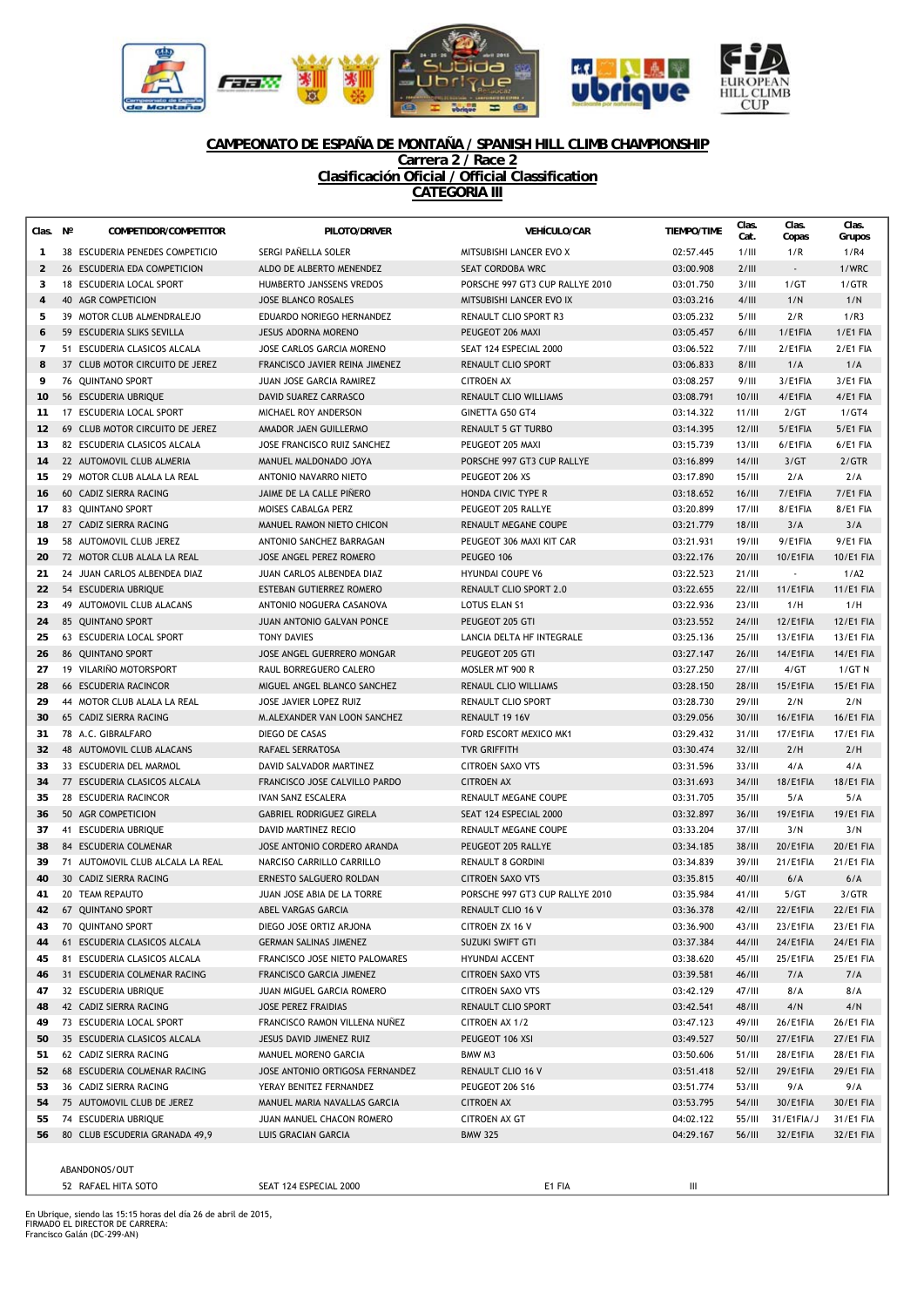**CAMPEONATO DE ESPAÑA DE MONTAÑA / SPANISH HILL CLIMB CHAMPIONSHIP**

**Carrera 2 / Race 2**

**Clasificación Oficial / Official Classification**

**CATEGORIA III**

| Clas. | Nº | COMPETIDOR/COMPETITOR | PILOTO/DRIVER | VEHÍCULO/CAR | TIEMPO/TIME | Clas. Cat. | Clas. Copas | Clas. Grupos |
|---|---|---|---|---|---|---|---|---|
| 1 | 38 | ESCUDERIA PENEDES COMPETICIO | SERGI PAÑELLA SOLER | MITSUBISHI LANCER EVO X | 02:57.445 | 1/III | 1/R | 1/R4 |
| 2 | 26 | ESCUDERIA EDA COMPETICION | ALDO DE ALBERTO MENENDEZ | SEAT CORDOBA WRC | 03:00.908 | 2/III | - | 1/WRC |
| 3 | 18 | ESCUDERIA LOCAL SPORT | HUMBERTO JANSSENS VREDOS | PORSCHE 997 GT3 CUP RALLYE 2010 | 03:01.750 | 3/III | 1/GT | 1/GTR |
| 4 | 40 | AGR COMPETICION | JOSE BLANCO ROSALES | MITSUBISHI LANCER EVO IX | 03:03.216 | 4/III | 1/N | 1/N |
| 5 | 39 | MOTOR CLUB ALMENDRALEJO | EDUARDO NORIEGO HERNANDEZ | RENAULT CLIO SPORT R3 | 03:05.232 | 5/III | 2/R | 1/R3 |
| 6 | 59 | ESCUDERIA SLIKS SEVILLA | JESUS ADORNA MORENO | PEUGEOT 206 MAXI | 03:05.457 | 6/III | 1/E1FIA | 1/E1 FIA |
| 7 | 51 | ESCUDERIA CLASICOS ALCALA | JOSE CARLOS GARCIA MORENO | SEAT 124 ESPECIAL 2000 | 03:06.522 | 7/III | 2/E1FIA | 2/E1 FIA |
| 8 | 37 | CLUB MOTOR CIRCUITO DE JEREZ | FRANCISCO JAVIER REINA JIMENEZ | RENAULT CLIO SPORT | 03:06.833 | 8/III | 1/A | 1/A |
| 9 | 76 | QUINTANO SPORT | JUAN JOSE GARCIA RAMIREZ | CITROEN AX | 03:08.257 | 9/III | 3/E1FIA | 3/E1 FIA |
| 10 | 56 | ESCUDERIA UBRIQUE | DAVID SUAREZ CARRASCO | RENAULT CLIO WILLIAMS | 03:08.791 | 10/III | 4/E1FIA | 4/E1 FIA |
| 11 | 17 | ESCUDERIA LOCAL SPORT | MICHAEL ROY ANDERSON | GINETTA G50 GT4 | 03:14.322 | 11/III | 2/GT | 1/GT4 |
| 12 | 69 | CLUB MOTOR CIRCUITO DE JEREZ | AMADOR JAEN GUILLERMO | RENAULT 5 GT TURBO | 03:14.395 | 12/III | 5/E1FIA | 5/E1 FIA |
| 13 | 82 | ESCUDERIA CLASICOS ALCALA | JOSE FRANCISCO RUIZ SANCHEZ | PEUGEOT 205 MAXI | 03:15.739 | 13/III | 6/E1FIA | 6/E1 FIA |
| 14 | 22 | AUTOMOVIL CLUB ALMERIA | MANUEL MALDONADO JOYA | PORSCHE 997 GT3 CUP RALLYE | 03:16.899 | 14/III | 3/GT | 2/GTR |
| 15 | 29 | MOTOR CLUB ALALA LA REAL | ANTONIO NAVARRO NIETO | PEUGEOT 206 XS | 03:17.890 | 15/III | 2/A | 2/A |
| 16 | 60 | CADIZ SIERRA RACING | JAIME DE LA CALLE PIÑERO | HONDA CIVIC TYPE R | 03:18.652 | 16/III | 7/E1FIA | 7/E1 FIA |
| 17 | 83 | QUINTANO SPORT | MOISES CABALGA PERZ | PEUGEOT 205 RALLYE | 03:20.899 | 17/III | 8/E1FIA | 8/E1 FIA |
| 18 | 27 | CADIZ SIERRA RACING | MANUEL RAMON NIETO CHICON | RENAULT MEGANE COUPE | 03:21.779 | 18/III | 3/A | 3/A |
| 19 | 58 | AUTOMOVIL CLUB JEREZ | ANTONIO SANCHEZ BARRAGAN | PEUGEOT 306 MAXI KIT CAR | 03:21.931 | 19/III | 9/E1FIA | 9/E1 FIA |
| 20 | 72 | MOTOR CLUB ALALA LA REAL | JOSE ANGEL PEREZ ROMERO | PEUGEO 106 | 03:22.176 | 20/III | 10/E1FIA | 10/E1 FIA |
| 21 | 24 | JUAN CARLOS ALBENDEA DIAZ | JUAN CARLOS ALBENDEA DIAZ | HYUNDAI COUPE V6 | 03:22.523 | 21/III | - | 1/A2 |
| 22 | 54 | ESCUDERIA UBRIQUE | ESTEBAN GUTIERREZ ROMERO | RENAULT CLIO SPORT 2.0 | 03:22.655 | 22/III | 11/E1FIA | 11/E1 FIA |
| 23 | 49 | AUTOMOVIL CLUB ALACANS | ANTONIO NOGUERA CASANOVA | LOTUS ELAN S1 | 03:22.936 | 23/III | 1/H | 1/H |
| 24 | 85 | QUINTANO SPORT | JUAN ANTONIO GALVAN PONCE | PEUGEOT 205 GTI | 03:23.552 | 24/III | 12/E1FIA | 12/E1 FIA |
| 25 | 63 | ESCUDERIA LOCAL SPORT | TONY DAVIES | LANCIA DELTA HF INTEGRALE | 03:25.136 | 25/III | 13/E1FIA | 13/E1 FIA |
| 26 | 86 | QUINTANO SPORT | JOSE ANGEL GUERRERO MONGAR | PEUGEOT 205 GTI | 03:27.147 | 26/III | 14/E1FIA | 14/E1 FIA |
| 27 | 19 | VILARIÑO MOTORSPORT | RAUL BORREGUERO CALERO | MOSLER MT 900 R | 03:27.250 | 27/III | 4/GT | 1/GT N |
| 28 | 66 | ESCUDERIA RACINCOR | MIGUEL ANGEL BLANCO SANCHEZ | RENAUL CLIO WILLIAMS | 03:28.150 | 28/III | 15/E1FIA | 15/E1 FIA |
| 29 | 44 | MOTOR CLUB ALALA LA REAL | JOSE JAVIER LOPEZ RUIZ | RENAULT CLIO SPORT | 03:28.730 | 29/III | 2/N | 2/N |
| 30 | 65 | CADIZ SIERRA RACING | M.ALEXANDER VAN LOON SANCHEZ | RENAULT 19 16V | 03:29.056 | 30/III | 16/E1FIA | 16/E1 FIA |
| 31 | 78 | A.C. GIBRALFARO | DIEGO DE CASAS | FORD ESCORT MEXICO MK1 | 03:29.432 | 31/III | 17/E1FIA | 17/E1 FIA |
| 32 | 48 | AUTOMOVIL CLUB ALACANS | RAFAEL SERRATOSA | TVR GRIFFITH | 03:30.474 | 32/III | 2/H | 2/H |
| 33 | 33 | ESCUDERIA DEL MARMOL | DAVID SALVADOR MARTINEZ | CITROEN SAXO VTS | 03:31.596 | 33/III | 4/A | 4/A |
| 34 | 77 | ESCUDERIA CLASICOS ALCALA | FRANCISCO JOSE CALVILLO PARDO | CITROEN AX | 03:31.693 | 34/III | 18/E1FIA | 18/E1 FIA |
| 35 | 28 | ESCUDERIA RACINCOR | IVAN SANZ ESCALERA | RENAULT MEGANE COUPE | 03:31.705 | 35/III | 5/A | 5/A |
| 36 | 50 | AGR COMPETICION | GABRIEL RODRIGUEZ GIRELA | SEAT 124 ESPECIAL 2000 | 03:32.897 | 36/III | 19/E1FIA | 19/E1 FIA |
| 37 | 41 | ESCUDERIA UBRIQUE | DAVID MARTINEZ RECIO | RENAULT MEGANE COUPE | 03:33.204 | 37/III | 3/N | 3/N |
| 38 | 84 | ESCUDERIA COLMENAR | JOSE ANTONIO CORDERO ARANDA | PEUGEOT 205 RALLYE | 03:34.185 | 38/III | 20/E1FIA | 20/E1 FIA |
| 39 | 71 | AUTOMOVIL CLUB ALCALA LA REAL | NARCISO CARRILLO CARRILLO | RENAULT 8 GORDINI | 03:34.839 | 39/III | 21/E1FIA | 21/E1 FIA |
| 40 | 30 | CADIZ SIERRA RACING | ERNESTO SALGUERO ROLDAN | CITROEN SAXO VTS | 03:35.815 | 40/III | 6/A | 6/A |
| 41 | 20 | TEAM REPAUTO | JUAN JOSE ABIA DE LA TORRE | PORSCHE 997 GT3 CUP RALLYE 2010 | 03:35.984 | 41/III | 5/GT | 3/GTR |
| 42 | 67 | QUINTANO SPORT | ABEL VARGAS GARCIA | RENAULT CLIO 16 V | 03:36.378 | 42/III | 22/E1FIA | 22/E1 FIA |
| 43 | 70 | QUINTANO SPORT | DIEGO JOSE ORTIZ ARJONA | CITROEN ZX 16 V | 03:36.900 | 43/III | 23/E1FIA | 23/E1 FIA |
| 44 | 61 | ESCUDERIA CLASICOS ALCALA | GERMAN SALINAS JIMENEZ | SUZUKI SWIFT GTI | 03:37.384 | 44/III | 24/E1FIA | 24/E1 FIA |
| 45 | 81 | ESCUDERIA CLASICOS ALCALA | FRANCISCO JOSE NIETO PALOMARES | HYUNDAI ACCENT | 03:38.620 | 45/III | 25/E1FIA | 25/E1 FIA |
| 46 | 31 | ESCUDERIA COLMENAR RACING | FRANCISCO GARCIA JIMENEZ | CITROEN SAXO VTS | 03:39.581 | 46/III | 7/A | 7/A |
| 47 | 32 | ESCUDERIA UBRIQUE | JUAN MIGUEL GARCIA ROMERO | CITROEN SAXO VTS | 03:42.129 | 47/III | 8/A | 8/A |
| 48 | 42 | CADIZ SIERRA RACING | JOSE PEREZ FRAIDIAS | RENAULT CLIO SPORT | 03:42.541 | 48/III | 4/N | 4/N |
| 49 | 73 | ESCUDERIA LOCAL SPORT | FRANCISCO RAMON VILLENA NUÑEZ | CITROEN AX 1/2 | 03:47.123 | 49/III | 26/E1FIA | 26/E1 FIA |
| 50 | 35 | ESCUDERIA CLASICOS ALCALA | JESUS DAVID JIMENEZ RUIZ | PEUGEOT 106 XSI | 03:49.527 | 50/III | 27/E1FIA | 27/E1 FIA |
| 51 | 62 | CADIZ SIERRA RACING | MANUEL MORENO GARCIA | BMW M3 | 03:50.606 | 51/III | 28/E1FIA | 28/E1 FIA |
| 52 | 68 | ESCUDERIA COLMENAR RACING | JOSE ANTONIO ORTIGOSA FERNANDEZ | RENAULT CLIO 16 V | 03:51.418 | 52/III | 29/E1FIA | 29/E1 FIA |
| 53 | 36 | CADIZ SIERRA RACING | YERAY BENITEZ FERNANDEZ | PEUGEOT 206 S16 | 03:51.774 | 53/III | 9/A | 9/A |
| 54 | 75 | AUTOMOVIL CLUB DE JEREZ | MANUEL MARIA NAVALLAS GARCIA | CITROEN AX | 03:53.795 | 54/III | 30/E1FIA | 30/E1 FIA |
| 55 | 74 | ESCUDERIA UBRIQUE | JUAN MANUEL CHACON ROMERO | CITROEN AX GT | 04:02.122 | 55/III | 31/E1FIA/J | 31/E1 FIA |
| 56 | 80 | CLUB ESCUDERIA GRANADA 49,9 | LUIS GRACIAN GARCIA | BMW 325 | 04:29.167 | 56/III | 32/E1FIA | 32/E1 FIA |

ABANDONOS/OUT

| Nº | PILOTO/DRIVER | VEHÍCULO/CAR | | |
|---|---|---|---|---|
| 52 | RAFAEL HITA SOTO | SEAT 124 ESPECIAL 2000 | E1 FIA | III |

En Ubrique, siendo las 15:15 horas del día 26 de abril de 2015,
FIRMADO EL DIRECTOR DE CARRERA:
Francisco Galán (DC-299-AN)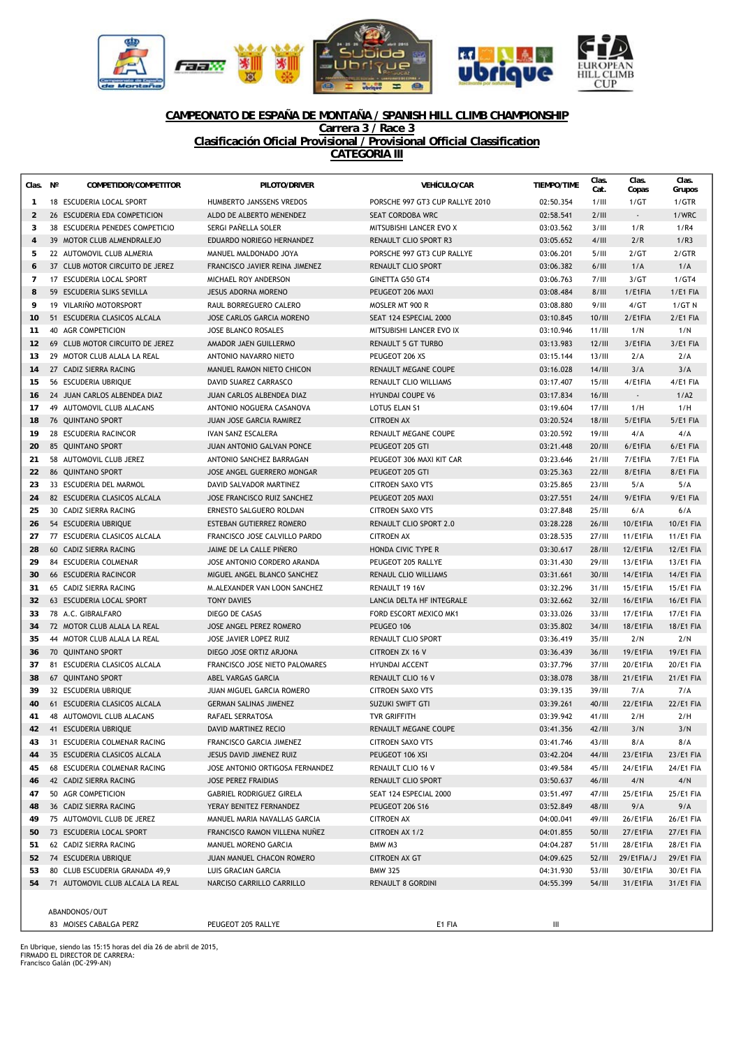**CAMPEONATO DE ESPAÑA DE MONTAÑA / SPANISH HILL CLIMB CHAMPIONSHIP**

**Carrera 3 / Race 3**

**Clasificación Oficial Provisional / Provisional Official Classification**

**CATEGORIA III**

| Clas. | Nº | COMPETIDOR/COMPETITOR | PILOTO/DRIVER | VEHÍCULO/CAR | TIEMPO/TIME | Clas. Cat. | Clas. Copas | Clas. Grupos |
|---|---|---|---|---|---|---|---|---|
| 1 | 18 | ESCUDERIA LOCAL SPORT | HUMBERTO JANSSENS VREDOS | PORSCHE 997 GT3 CUP RALLYE 2010 | 02:50.354 | 1/III | 1/GT | 1/GTR |
| 2 | 26 | ESCUDERIA EDA COMPETICION | ALDO DE ALBERTO MENENDEZ | SEAT CORDOBA WRC | 02:58.541 | 2/III | - | 1/WRC |
| 3 | 38 | ESCUDERIA PENEDES COMPETICIO | SERGI PAÑELLA SOLER | MITSUBISHI LANCER EVO X | 03:03.562 | 3/III | 1/R | 1/R4 |
| 4 | 39 | MOTOR CLUB ALMENDRALEJO | EDUARDO NORIEGO HERNANDEZ | RENAULT CLIO SPORT R3 | 03:05.652 | 4/III | 2/R | 1/R3 |
| 5 | 22 | AUTOMOVIL CLUB ALMERIA | MANUEL MALDONADO JOYA | PORSCHE 997 GT3 CUP RALLYE | 03:06.201 | 5/III | 2/GT | 2/GTR |
| 6 | 37 | CLUB MOTOR CIRCUITO DE JEREZ | FRANCISCO JAVIER REINA JIMENEZ | RENAULT CLIO SPORT | 03:06.382 | 6/III | 1/A | 1/A |
| 7 | 17 | ESCUDERIA LOCAL SPORT | MICHAEL ROY ANDERSON | GINETTA G50 GT4 | 03:06.763 | 7/III | 3/GT | 1/GT4 |
| 8 | 59 | ESCUDERIA SLIKS SEVILLA | JESUS ADORNA MORENO | PEUGEOT 206 MAXI | 03:08.484 | 8/III | 1/E1FIA | 1/E1 FIA |
| 9 | 19 | VILARIÑO MOTORSPORT | RAUL BORREGUERO CALERO | MOSLER MT 900 R | 03:08.880 | 9/III | 4/GT | 1/GT N |
| 10 | 51 | ESCUDERIA CLASICOS ALCALA | JOSE CARLOS GARCIA MORENO | SEAT 124 ESPECIAL 2000 | 03:10.845 | 10/III | 2/E1FIA | 2/E1 FIA |
| 11 | 40 | AGR COMPETICION | JOSE BLANCO ROSALES | MITSUBISHI LANCER EVO IX | 03:10.946 | 11/III | 1/N | 1/N |
| 12 | 69 | CLUB MOTOR CIRCUITO DE JEREZ | AMADOR JAEN GUILLERMO | RENAULT 5 GT TURBO | 03:13.983 | 12/III | 3/E1FIA | 3/E1 FIA |
| 13 | 29 | MOTOR CLUB ALALA LA REAL | ANTONIO NAVARRO NIETO | PEUGEOT 206 XS | 03:15.144 | 13/III | 2/A | 2/A |
| 14 | 27 | CADIZ SIERRA RACING | MANUEL RAMON NIETO CHICON | RENAULT MEGANE COUPE | 03:16.028 | 14/III | 3/A | 3/A |
| 15 | 56 | ESCUDERIA UBRIQUE | DAVID SUAREZ CARRASCO | RENAULT CLIO WILLIAMS | 03:17.407 | 15/III | 4/E1FIA | 4/E1 FIA |
| 16 | 24 | JUAN CARLOS ALBENDEA DIAZ | JUAN CARLOS ALBENDEA DIAZ | HYUNDAI COUPE V6 | 03:17.834 | 16/III | - | 1/A2 |
| 17 | 49 | AUTOMOVIL CLUB ALACANS | ANTONIO NOGUERA CASANOVA | LOTUS ELAN S1 | 03:19.604 | 17/III | 1/H | 1/H |
| 18 | 76 | QUINTANO SPORT | JUAN JOSE GARCIA RAMIREZ | CITROEN AX | 03:20.524 | 18/III | 5/E1FIA | 5/E1 FIA |
| 19 | 28 | ESCUDERIA RACINCOR | IVAN SANZ ESCALERA | RENAULT MEGANE COUPE | 03:20.592 | 19/III | 4/A | 4/A |
| 20 | 85 | QUINTANO SPORT | JUAN ANTONIO GALVAN PONCE | PEUGEOT 205 GTI | 03:21.448 | 20/III | 6/E1FIA | 6/E1 FIA |
| 21 | 58 | AUTOMOVIL CLUB JEREZ | ANTONIO SANCHEZ BARRAGAN | PEUGEOT 306 MAXI KIT CAR | 03:23.646 | 21/III | 7/E1FIA | 7/E1 FIA |
| 22 | 86 | QUINTANO SPORT | JOSE ANGEL GUERRERO MONGAR | PEUGEOT 205 GTI | 03:25.363 | 22/III | 8/E1FIA | 8/E1 FIA |
| 23 | 33 | ESCUDERIA DEL MARMOL | DAVID SALVADOR MARTINEZ | CITROEN SAXO VTS | 03:25.865 | 23/III | 5/A | 5/A |
| 24 | 82 | ESCUDERIA CLASICOS ALCALA | JOSE FRANCISCO RUIZ SANCHEZ | PEUGEOT 205 MAXI | 03:27.551 | 24/III | 9/E1FIA | 9/E1 FIA |
| 25 | 30 | CADIZ SIERRA RACING | ERNESTO SALGUERO ROLDAN | CITROEN SAXO VTS | 03:27.848 | 25/III | 6/A | 6/A |
| 26 | 54 | ESCUDERIA UBRIQUE | ESTEBAN GUTIERREZ ROMERO | RENAULT CLIO SPORT 2.0 | 03:28.228 | 26/III | 10/E1FIA | 10/E1 FIA |
| 27 | 77 | ESCUDERIA CLASICOS ALCALA | FRANCISCO JOSE CALVILLO PARDO | CITROEN AX | 03:28.535 | 27/III | 11/E1FIA | 11/E1 FIA |
| 28 | 60 | CADIZ SIERRA RACING | JAIME DE LA CALLE PIÑERO | HONDA CIVIC TYPE R | 03:30.617 | 28/III | 12/E1FIA | 12/E1 FIA |
| 29 | 84 | ESCUDERIA COLMENAR | JOSE ANTONIO CORDERO ARANDA | PEUGEOT 205 RALLYE | 03:31.430 | 29/III | 13/E1FIA | 13/E1 FIA |
| 30 | 66 | ESCUDERIA RACINCOR | MIGUEL ANGEL BLANCO SANCHEZ | RENAUL CLIO WILLIAMS | 03:31.661 | 30/III | 14/E1FIA | 14/E1 FIA |
| 31 | 65 | CADIZ SIERRA RACING | M.ALEXANDER VAN LOON SANCHEZ | RENAULT 19 16V | 03:32.296 | 31/III | 15/E1FIA | 15/E1 FIA |
| 32 | 63 | ESCUDERIA LOCAL SPORT | TONY DAVIES | LANCIA DELTA HF INTEGRALE | 03:32.662 | 32/III | 16/E1FIA | 16/E1 FIA |
| 33 | 78 | A.C. GIBRALFARO | DIEGO DE CASAS | FORD ESCORT MEXICO MK1 | 03:33.026 | 33/III | 17/E1FIA | 17/E1 FIA |
| 34 | 72 | MOTOR CLUB ALALA LA REAL | JOSE ANGEL PEREZ ROMERO | PEUGEO 106 | 03:35.802 | 34/III | 18/E1FIA | 18/E1 FIA |
| 35 | 44 | MOTOR CLUB ALALA LA REAL | JOSE JAVIER LOPEZ RUIZ | RENAULT CLIO SPORT | 03:36.419 | 35/III | 2/N | 2/N |
| 36 | 70 | QUINTANO SPORT | DIEGO JOSE ORTIZ ARJONA | CITROEN ZX 16 V | 03:36.439 | 36/III | 19/E1FIA | 19/E1 FIA |
| 37 | 81 | ESCUDERIA CLASICOS ALCALA | FRANCISCO JOSE NIETO PALOMARES | HYUNDAI ACCENT | 03:37.796 | 37/III | 20/E1FIA | 20/E1 FIA |
| 38 | 67 | QUINTANO SPORT | ABEL VARGAS GARCIA | RENAULT CLIO 16 V | 03:38.078 | 38/III | 21/E1FIA | 21/E1 FIA |
| 39 | 32 | ESCUDERIA UBRIQUE | JUAN MIGUEL GARCIA ROMERO | CITROEN SAXO VTS | 03:39.135 | 39/III | 7/A | 7/A |
| 40 | 61 | ESCUDERIA CLASICOS ALCALA | GERMAN SALINAS JIMENEZ | SUZUKI SWIFT GTI | 03:39.261 | 40/III | 22/E1FIA | 22/E1 FIA |
| 41 | 48 | AUTOMOVIL CLUB ALACANS | RAFAEL SERRATOSA | TVR GRIFFITH | 03:39.942 | 41/III | 2/H | 2/H |
| 42 | 41 | ESCUDERIA UBRIQUE | DAVID MARTINEZ RECIO | RENAULT MEGANE COUPE | 03:41.356 | 42/III | 3/N | 3/N |
| 43 | 31 | ESCUDERIA COLMENAR RACING | FRANCISCO GARCIA JIMENEZ | CITROEN SAXO VTS | 03:41.746 | 43/III | 8/A | 8/A |
| 44 | 35 | ESCUDERIA CLASICOS ALCALA | JESUS DAVID JIMENEZ RUIZ | PEUGEOT 106 XSI | 03:42.204 | 44/III | 23/E1FIA | 23/E1 FIA |
| 45 | 68 | ESCUDERIA COLMENAR RACING | JOSE ANTONIO ORTIGOSA FERNANDEZ | RENAULT CLIO 16 V | 03:49.584 | 45/III | 24/E1FIA | 24/E1 FIA |
| 46 | 42 | CADIZ SIERRA RACING | JOSE PEREZ FRAIDIAS | RENAULT CLIO SPORT | 03:50.637 | 46/III | 4/N | 4/N |
| 47 | 50 | AGR COMPETICION | GABRIEL RODRIGUEZ GIRELA | SEAT 124 ESPECIAL 2000 | 03:51.497 | 47/III | 25/E1FIA | 25/E1 FIA |
| 48 | 36 | CADIZ SIERRA RACING | YERAY BENITEZ FERNANDEZ | PEUGEOT 206 S16 | 03:52.849 | 48/III | 9/A | 9/A |
| 49 | 75 | AUTOMOVIL CLUB DE JEREZ | MANUEL MARIA NAVALLAS GARCIA | CITROEN AX | 04:00.041 | 49/III | 26/E1FIA | 26/E1 FIA |
| 50 | 73 | ESCUDERIA LOCAL SPORT | FRANCISCO RAMON VILLENA NUÑEZ | CITROEN AX 1/2 | 04:01.855 | 50/III | 27/E1FIA | 27/E1 FIA |
| 51 | 62 | CADIZ SIERRA RACING | MANUEL MORENO GARCIA | BMW M3 | 04:04.287 | 51/III | 28/E1FIA | 28/E1 FIA |
| 52 | 74 | ESCUDERIA UBRIQUE | JUAN MANUEL CHACON ROMERO | CITROEN AX GT | 04:09.625 | 52/III | 29/E1FIA/J | 29/E1 FIA |
| 53 | 80 | CLUB ESCUDERIA GRANADA 49,9 | LUIS GRACIAN GARCIA | BMW 325 | 04:31.930 | 53/III | 30/E1FIA | 30/E1 FIA |
| 54 | 71 | AUTOMOVIL CLUB ALCALA LA REAL | NARCISO CARRILLO CARRILLO | RENAULT 8 GORDINI | 04:55.399 | 54/III | 31/E1FIA | 31/E1 FIA |

ABANDONOS/OUT

| | | | | |
|---|---|---|---|---|
| 83 | MOISES CABALGA PERZ | PEUGEOT 205 RALLYE | E1 FIA | III |

En Ubrique, siendo las 15:15 horas del día 26 de abril de 2015,
FIRMADO EL DIRECTOR DE CARRERA:
Francisco Galán (DC-299-AN)